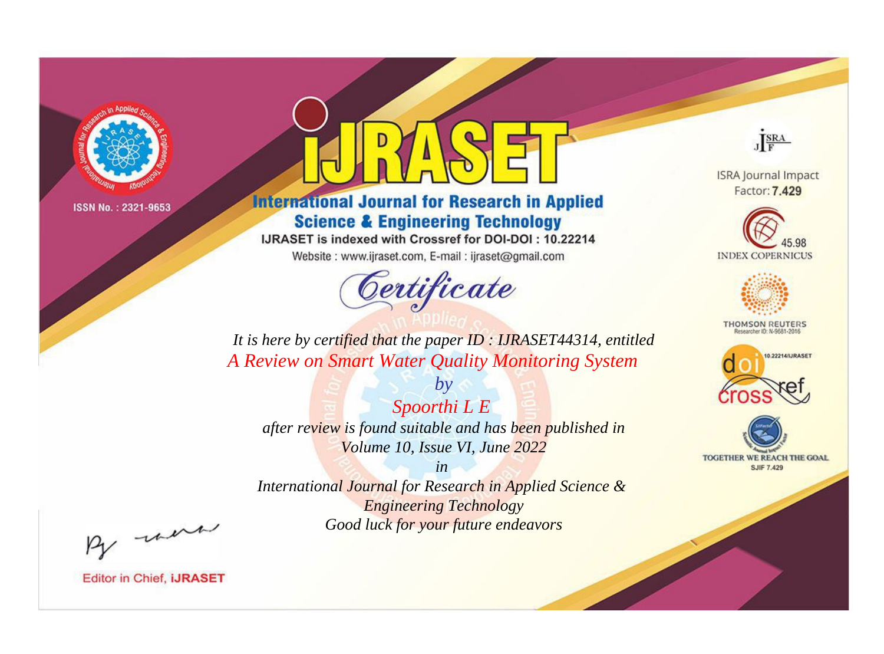ISSN No. : 2321-9653

# iJRASET

## International Journal for Research in Applied Science & Engineering Technology

IJRASET is indexed with Crossref for DOI-DOI : 10.22214

Website : www.ijraset.com, E-mail : ijraset@gmail.com

ISRA Journal Impact Factor: **7.429**

45.98 INDEX COPERNICUS

THOMSON REUTERS Researcher ID: N-9681-2016

10.22214/IJRASET

TOGETHER WE REACH THE GOAL SJIF 7.429

*Certificate*

*It is here by certified that the paper ID : IJRASET44314, entitled*

*A Review on Smart Water Quality Monitoring System*

*by*

*Spoorthi L E*

*after review is found suitable and has been published in*

*Volume 10, Issue VI, June 2022*

*in*

*International Journal for Research in Applied Science & Engineering Technology*

*Good luck for your future endeavors*

Editor in Chief, **iJRASET**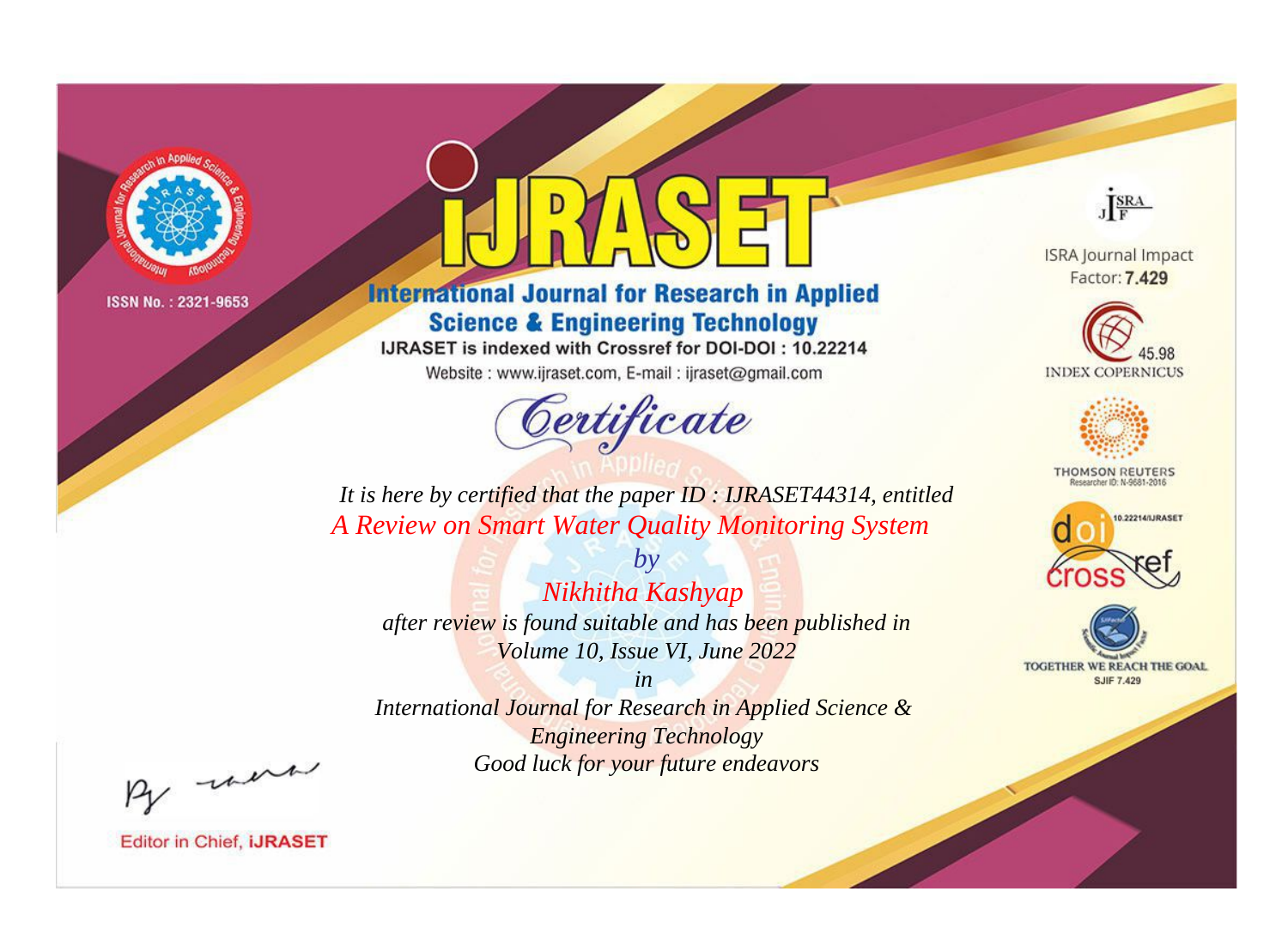ISSN No. : 2321-9653

# iJRASET

## International Journal for Research in Applied Science & Engineering Technology

IJRASET is indexed with Crossref for DOI-DOI : 10.22214

Website : www.ijraset.com, E-mail : ijraset@gmail.com

# Certificate

*It is here by certified that the paper ID : IJRASET44314, entitled*

*A Review on Smart Water Quality Monitoring System*

*by*

*Nikhitha Kashyap*

*after review is found suitable and has been published in*

*Volume 10, Issue VI, June 2022*

*in*

*International Journal for Research in Applied Science & Engineering Technology*

*Good luck for your future endeavors*

ISRA Journal Impact Factor: **7.429**

45.98 INDEX COPERNICUS

THOMSON REUTERS Researcher ID: N-9681-2016

10.22214/IJRASET

TOGETHER WE REACH THE GOAL SJIF 7.429

Editor in Chief, **iJRASET**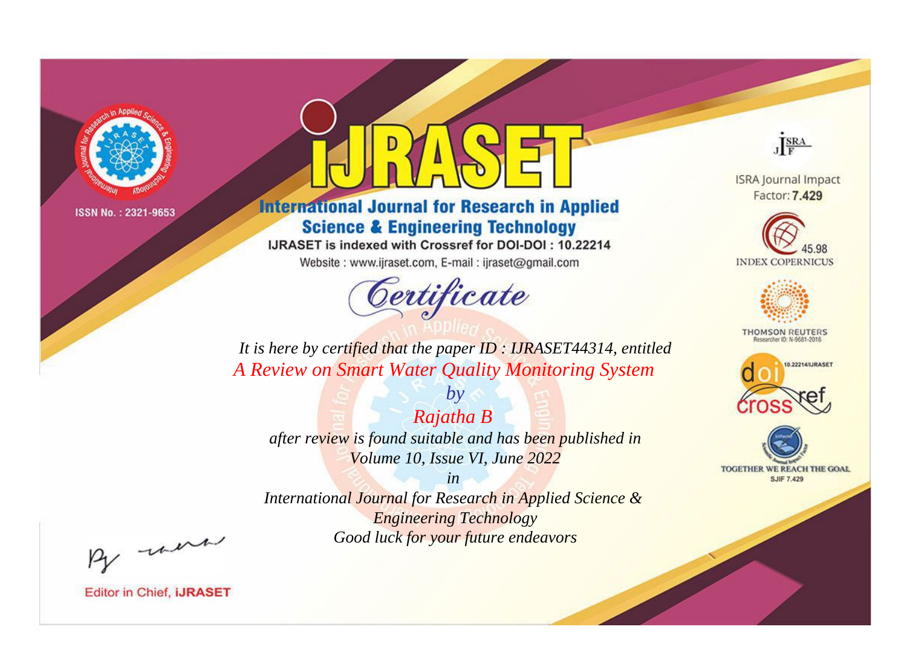ISSN No. : 2321-9653

# iJRASET

## International Journal for Research in Applied Science & Engineering Technology

IJRASET is indexed with Crossref for DOI-DOI : 10.22214

Website : www.ijraset.com, E-mail : ijraset@gmail.com

ISRA Journal Impact Factor: **7.429**

45.98 INDEX COPERNICUS

THOMSON REUTERS Researcher ID: N-9681-2016

10.22214/IJRASET

TOGETHER WE REACH THE GOAL SJIF 7.429

## *Certificate*

*It is here by certified that the paper ID : IJRASET44314, entitled*

*A Review on Smart Water Quality Monitoring System*

*by*

*Rajatha B*

*after review is found suitable and has been published in*

*Volume 10, Issue VI, June 2022*

*in*

*International Journal for Research in Applied Science & Engineering Technology*

*Good luck for your future endeavors*

Editor in Chief, **iJRASET**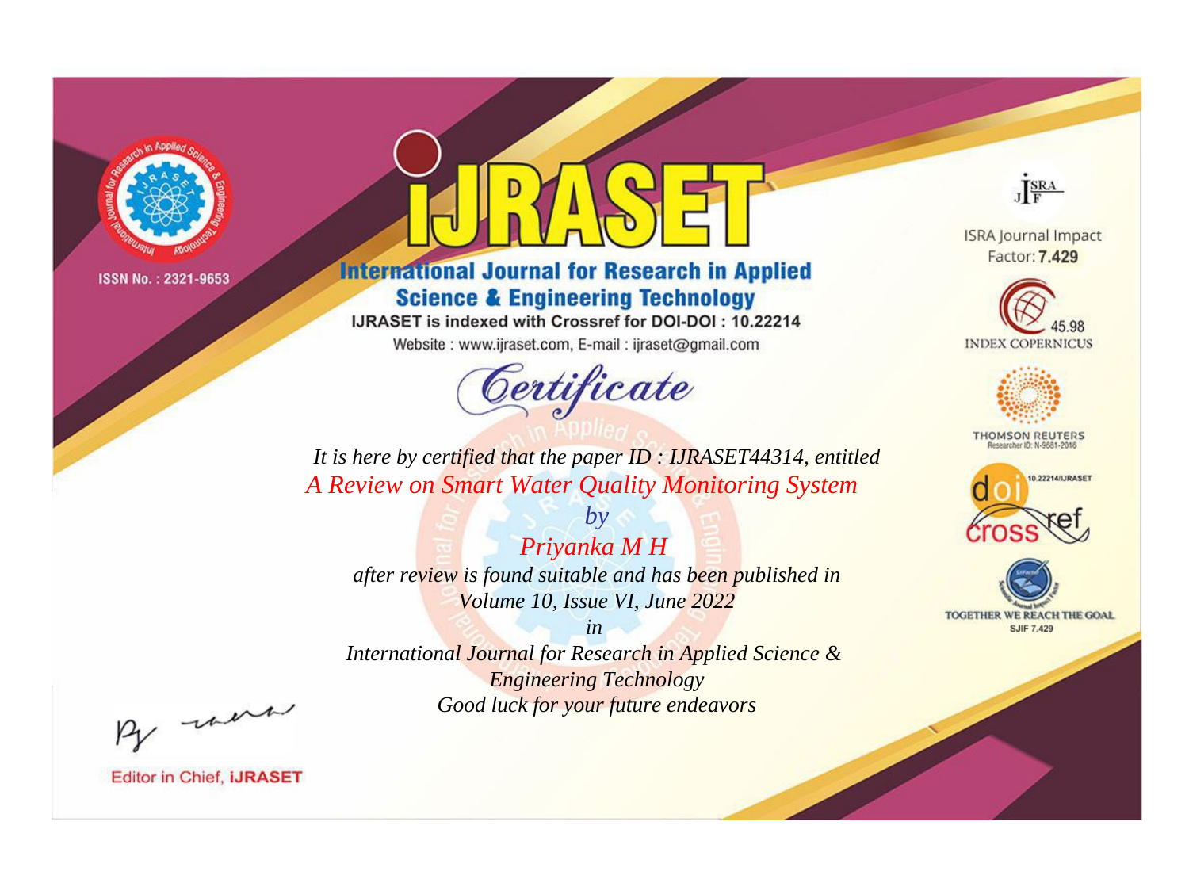ISSN No. : 2321-9653

# iJRASET

## International Journal for Research in Applied Science & Engineering Technology

IJRASET is indexed with Crossref for DOI-DOI : 10.22214

Website : www.ijraset.com, E-mail : ijraset@gmail.com

ISRA Journal Impact Factor: **7.429**

45.98 INDEX COPERNICUS

THOMSON REUTERS Researcher ID: N-9681-2016

10.22214/IJRASET

TOGETHER WE REACH THE GOAL SJIF 7.429

# Certificate

*It is here by certified that the paper ID : IJRASET44314, entitled*

*A Review on Smart Water Quality Monitoring System*

*by*

*Priyanka M H*

*after review is found suitable and has been published in*

*Volume 10, Issue VI, June 2022*

*in*

*International Journal for Research in Applied Science & Engineering Technology*

*Good luck for your future endeavors*

Editor in Chief, **iJRASET**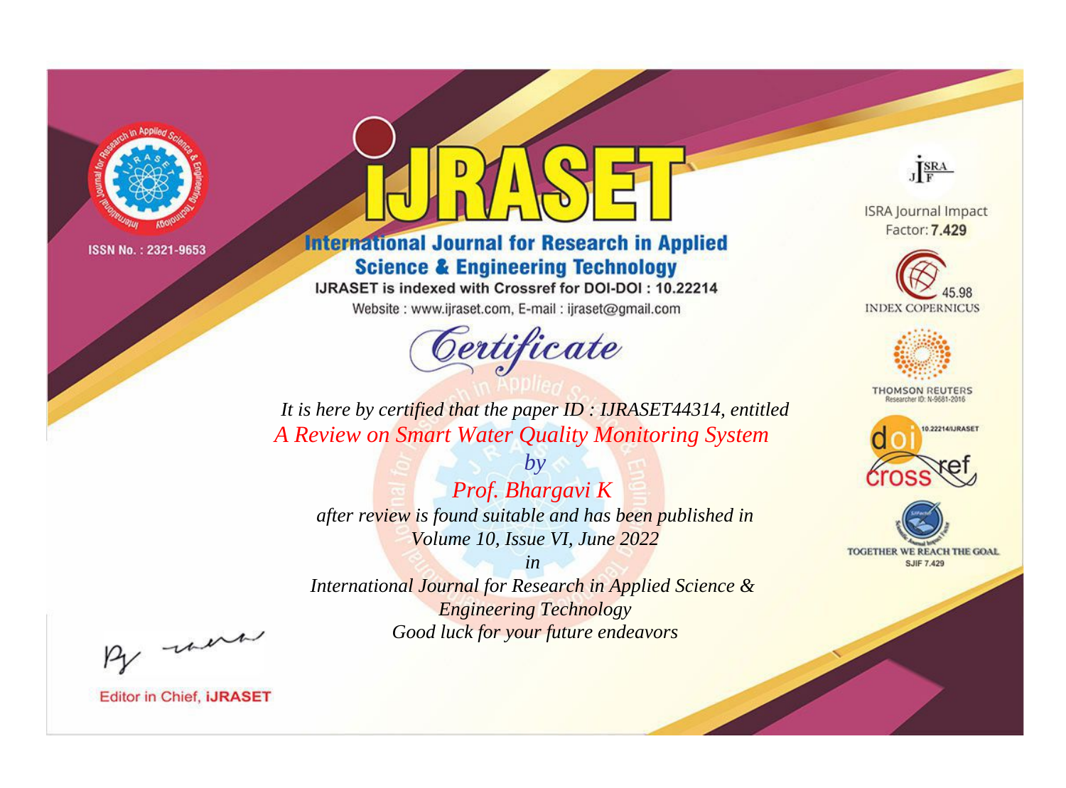ISSN No. : 2321-9653

# IJRASET

## International Journal for Research in Applied Science & Engineering Technology

IJRASET is indexed with Crossref for DOI-DOI : 10.22214

Website : www.ijraset.com, E-mail : ijraset@gmail.com

ISRA Journal Impact Factor: **7.429**

45.98 INDEX COPERNICUS

THOMSON REUTERS Researcher ID: N-9681-2016

10.22214/IJRASET

TOGETHER WE REACH THE GOAL SJIF 7.429

# *Certificate*

*It is here by certified that the paper ID : IJRASET44314, entitled*

*A Review on Smart Water Quality Monitoring System*

*by*

*Prof. Bhargavi K*

*after review is found suitable and has been published in*

*Volume 10, Issue VI, June 2022*

*in*

*International Journal for Research in Applied Science & Engineering Technology*

*Good luck for your future endeavors*

Editor in Chief, **iJRASET**